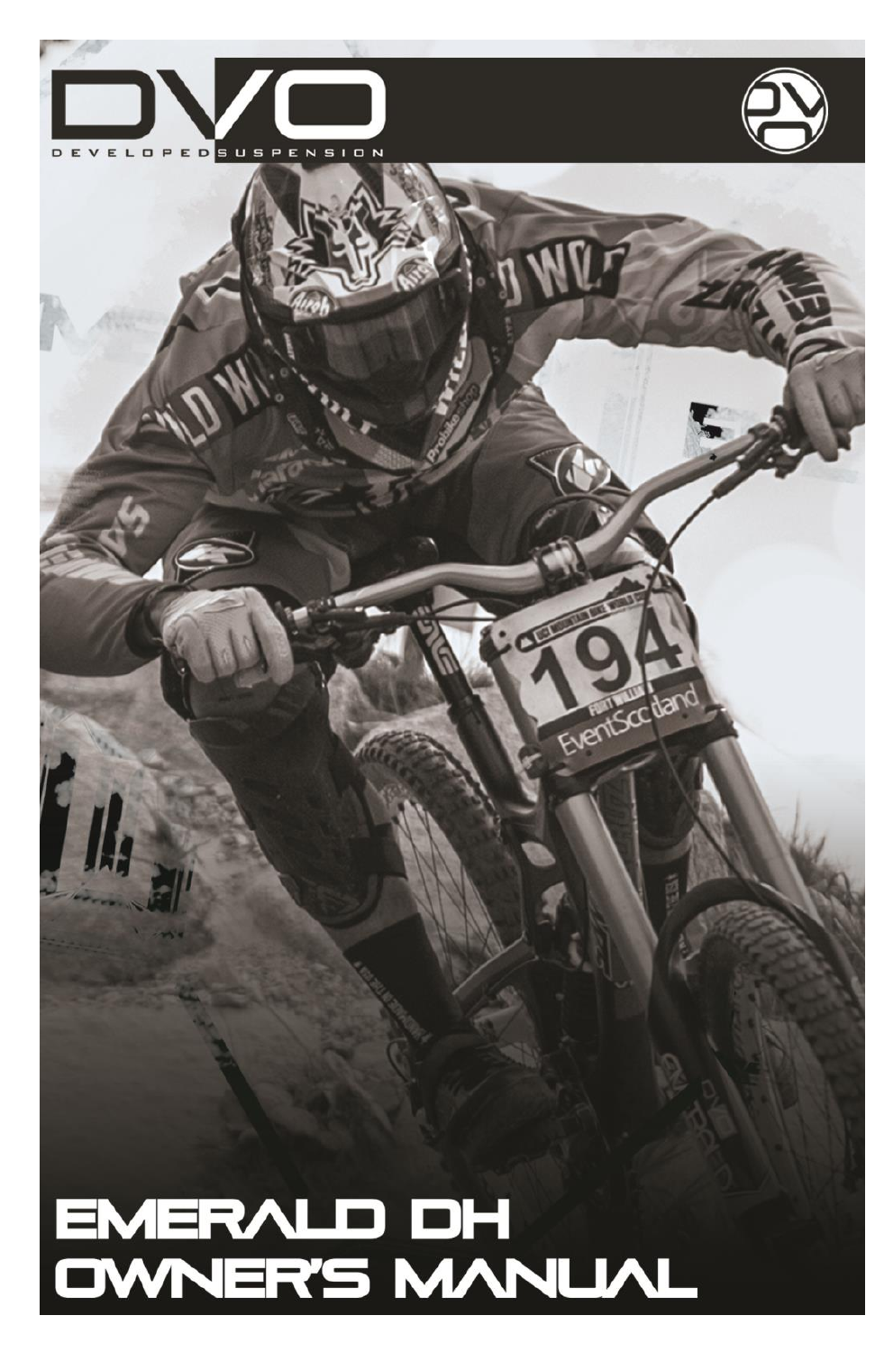# DVO

DEVELOPED SUSPENSION

# EMERALD DH OWNER'S MANUAL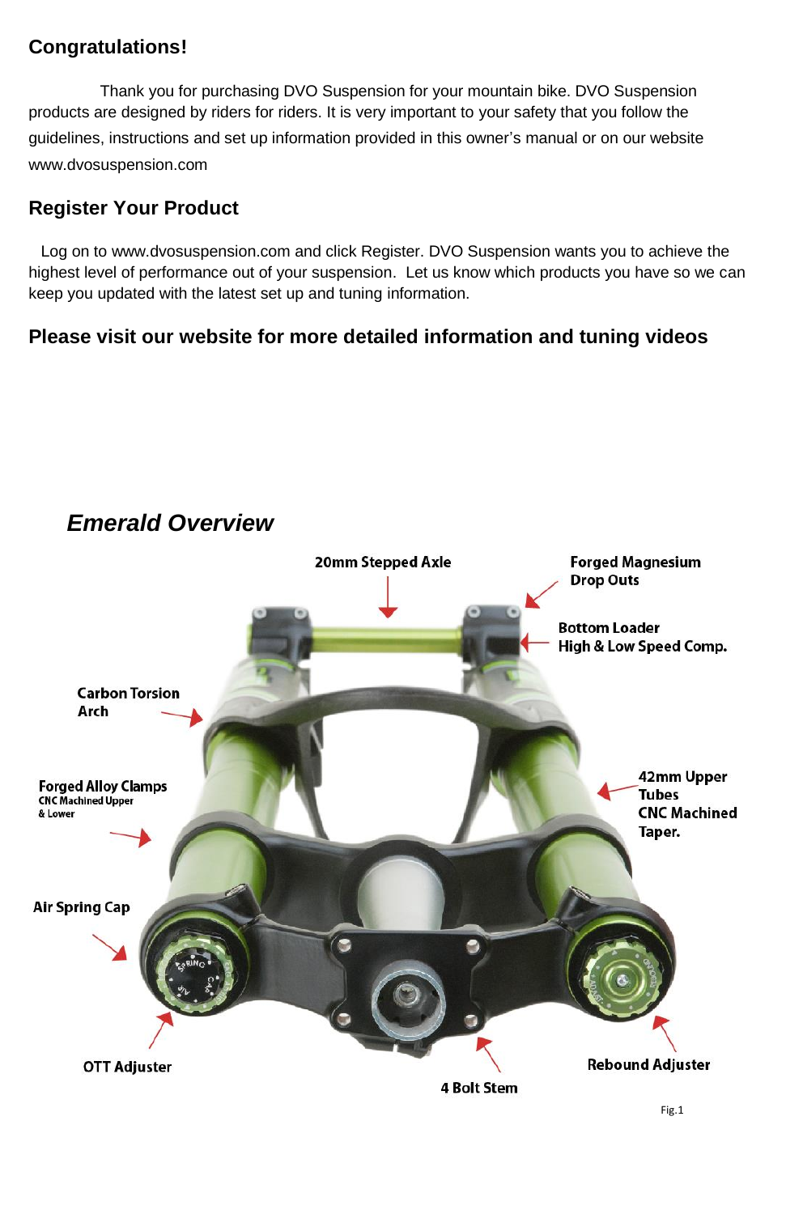## Congratulations!

Thank you for purchasing DVO Suspension for your mountain bike. DVO Suspension products are designed by riders for riders. It is very important to your safety that you follow the guidelines, instructions and set up information provided in this owner's manual or on our website www.dvosuspension.com

## Register Your Product

Log on to www.dvosuspension.com and click Register. DVO Suspension wants you to achieve the highest level of performance out of your suspension. Let us know which products you have so we can keep you updated with the latest set up and tuning information.

### Please visit our website for more detailed information and tuning videos

## *Emerald Overview*

20mm Stepped Axle

Forged Magnesium Drop Outs

Bottom Loader High & Low Speed Comp.

Carbon Torsion Arch

42mm Upper Tubes CNC Machined Taper.

Forged Alloy Clamps
CNC Machined Upper & Lower

Air Spring Cap

OTT Adjuster

4 Bolt Stem

Rebound Adjuster

Fig.1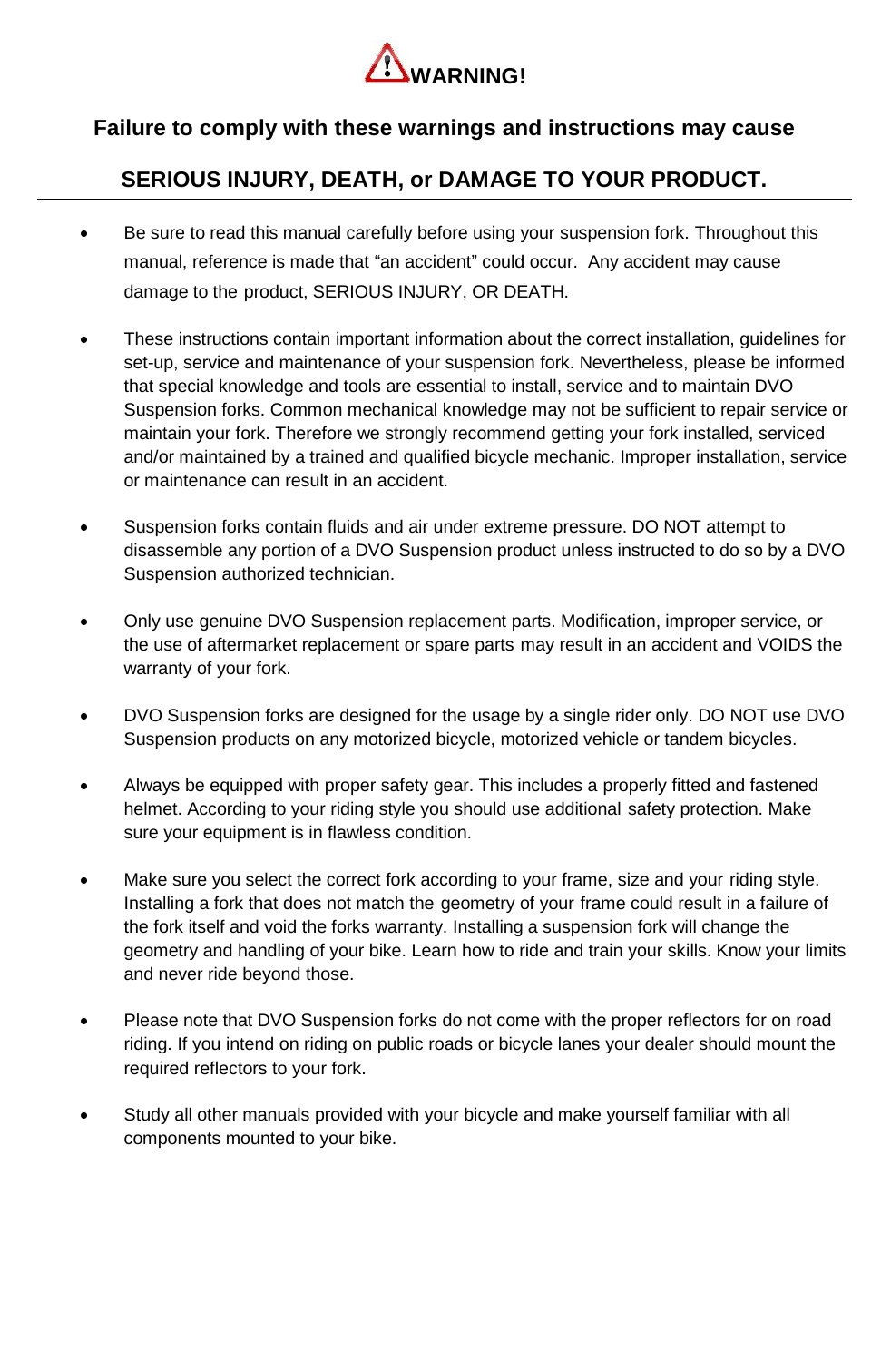# ⚠WARNING!

## Failure to comply with these warnings and instructions may cause

## SERIOUS INJURY, DEATH, or DAMAGE TO YOUR PRODUCT.

---

- Be sure to read this manual carefully before using your suspension fork. Throughout this manual, reference is made that "an accident" could occur. Any accident may cause damage to the product, SERIOUS INJURY, OR DEATH.

- These instructions contain important information about the correct installation, guidelines for set-up, service and maintenance of your suspension fork. Nevertheless, please be informed that special knowledge and tools are essential to install, service and to maintain DVO Suspension forks. Common mechanical knowledge may not be sufficient to repair service or maintain your fork. Therefore we strongly recommend getting your fork installed, serviced and/or maintained by a trained and qualified bicycle mechanic. Improper installation, service or maintenance can result in an accident.

- Suspension forks contain fluids and air under extreme pressure. DO NOT attempt to disassemble any portion of a DVO Suspension product unless instructed to do so by a DVO Suspension authorized technician.

- Only use genuine DVO Suspension replacement parts. Modification, improper service, or the use of aftermarket replacement or spare parts may result in an accident and VOIDS the warranty of your fork.

- DVO Suspension forks are designed for the usage by a single rider only. DO NOT use DVO Suspension products on any motorized bicycle, motorized vehicle or tandem bicycles.

- Always be equipped with proper safety gear. This includes a properly fitted and fastened helmet. According to your riding style you should use additional safety protection. Make sure your equipment is in flawless condition.

- Make sure you select the correct fork according to your frame, size and your riding style. Installing a fork that does not match the geometry of your frame could result in a failure of the fork itself and void the forks warranty. Installing a suspension fork will change the geometry and handling of your bike. Learn how to ride and train your skills. Know your limits and never ride beyond those.

- Please note that DVO Suspension forks do not come with the proper reflectors for on road riding. If you intend on riding on public roads or bicycle lanes your dealer should mount the required reflectors to your fork.

- Study all other manuals provided with your bicycle and make yourself familiar with all components mounted to your bike.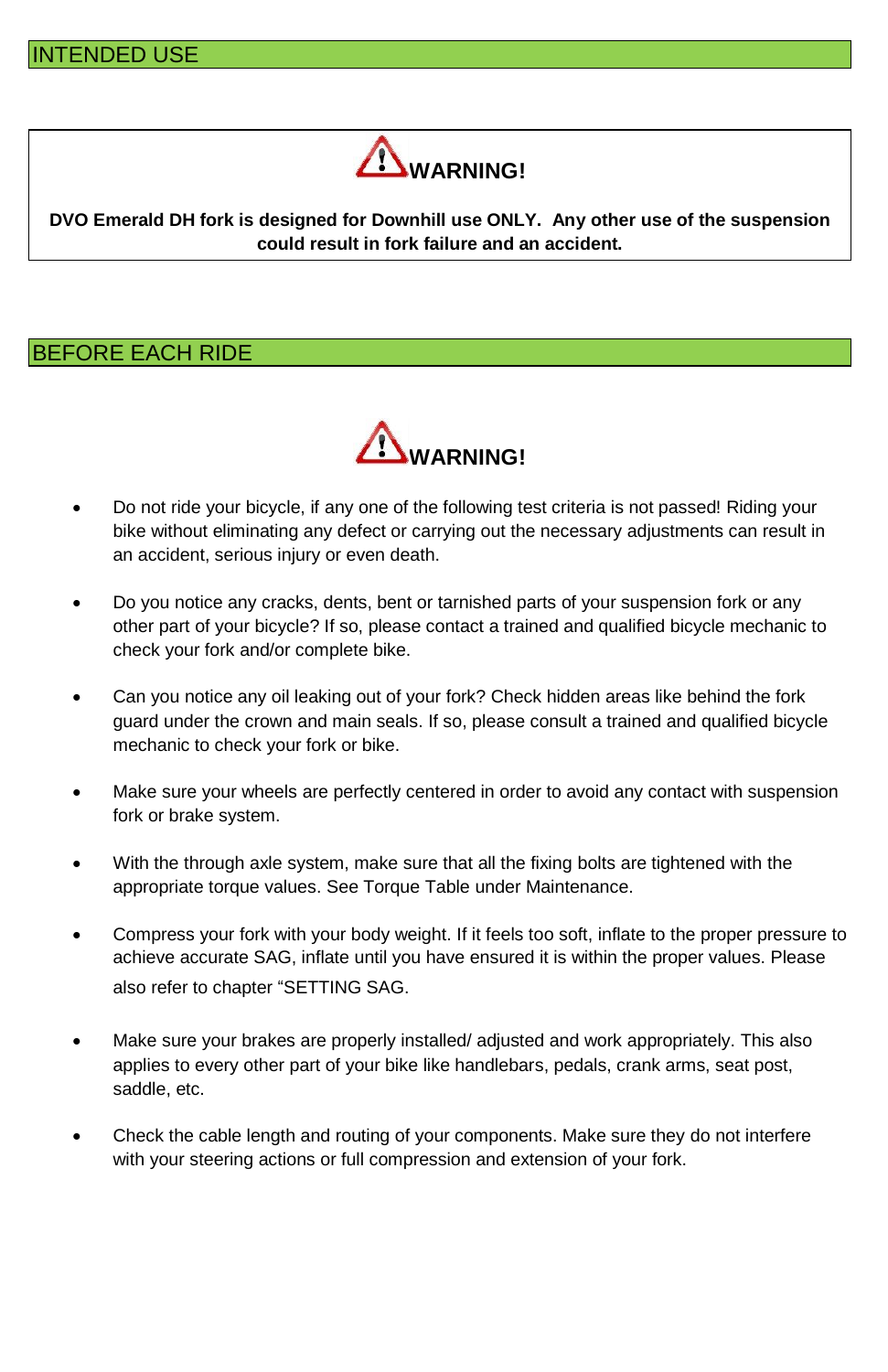## INTENDED USE

**WARNING!**

**DVO Emerald DH fork is designed for Downhill use ONLY. Any other use of the suspension could result in fork failure and an accident.**

## BEFORE EACH RIDE

**WARNING!**

- Do not ride your bicycle, if any one of the following test criteria is not passed! Riding your bike without eliminating any defect or carrying out the necessary adjustments can result in an accident, serious injury or even death.
- Do you notice any cracks, dents, bent or tarnished parts of your suspension fork or any other part of your bicycle? If so, please contact a trained and qualified bicycle mechanic to check your fork and/or complete bike.
- Can you notice any oil leaking out of your fork? Check hidden areas like behind the fork guard under the crown and main seals. If so, please consult a trained and qualified bicycle mechanic to check your fork or bike.
- Make sure your wheels are perfectly centered in order to avoid any contact with suspension fork or brake system.
- With the through axle system, make sure that all the fixing bolts are tightened with the appropriate torque values. See Torque Table under Maintenance.
- Compress your fork with your body weight. If it feels too soft, inflate to the proper pressure to achieve accurate SAG, inflate until you have ensured it is within the proper values. Please also refer to chapter “SETTING SAG.
- Make sure your brakes are properly installed/ adjusted and work appropriately. This also applies to every other part of your bike like handlebars, pedals, crank arms, seat post, saddle, etc.
- Check the cable length and routing of your components. Make sure they do not interfere with your steering actions or full compression and extension of your fork.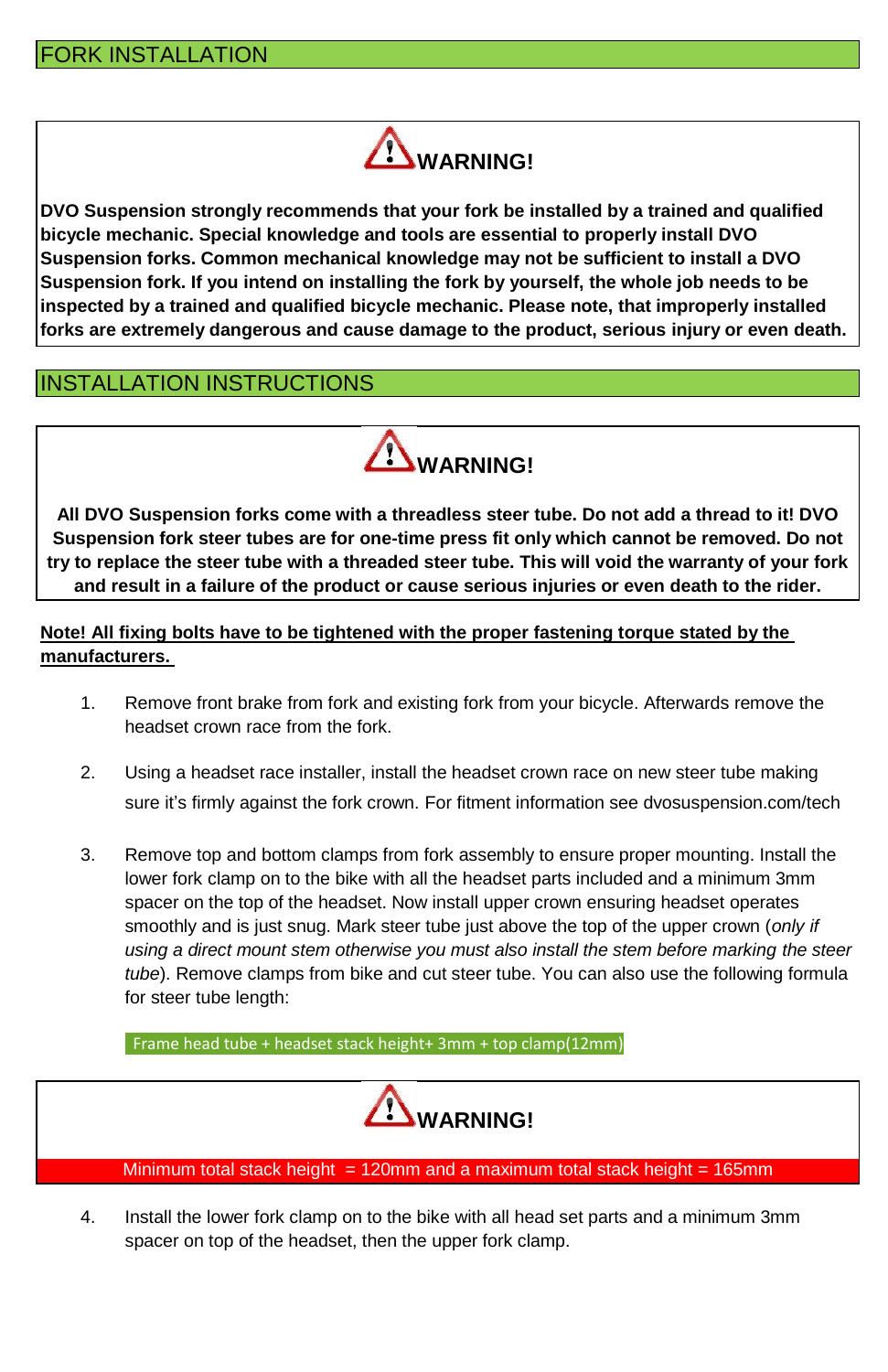## FORK INSTALLATION

**WARNING!**

**DVO Suspension strongly recommends that your fork be installed by a trained and qualified bicycle mechanic. Special knowledge and tools are essential to properly install DVO Suspension forks. Common mechanical knowledge may not be sufficient to install a DVO Suspension fork. If you intend on installing the fork by yourself, the whole job needs to be inspected by a trained and qualified bicycle mechanic. Please note, that improperly installed forks are extremely dangerous and cause damage to the product, serious injury or even death.**

## INSTALLATION INSTRUCTIONS

**WARNING!**

**All DVO Suspension forks come with a threadless steer tube. Do not add a thread to it! DVO Suspension fork steer tubes are for one-time press fit only which cannot be removed. Do not try to replace the steer tube with a threaded steer tube. This will void the warranty of your fork and result in a failure of the product or cause serious injuries or even death to the rider.**

**Note! All fixing bolts have to be tightened with the proper fastening torque stated by the manufacturers.**

1. Remove front brake from fork and existing fork from your bicycle. Afterwards remove the headset crown race from the fork.

2. Using a headset race installer, install the headset crown race on new steer tube making sure it's firmly against the fork crown. For fitment information see dvosuspension.com/tech

3. Remove top and bottom clamps from fork assembly to ensure proper mounting. Install the lower fork clamp on to the bike with all the headset parts included and a minimum 3mm spacer on the top of the headset. Now install upper crown ensuring headset operates smoothly and is just snug. Mark steer tube just above the top of the upper crown (*only if using a direct mount stem otherwise you must also install the stem before marking the steer tube*). Remove clamps from bike and cut steer tube. You can also use the following formula for steer tube length:

   Frame head tube + headset stack height+ 3mm + top clamp(12mm)

**WARNING!**

Minimum total stack height = 120mm and a maximum total stack height = 165mm

4. Install the lower fork clamp on to the bike with all head set parts and a minimum 3mm spacer on top of the headset, then the upper fork clamp.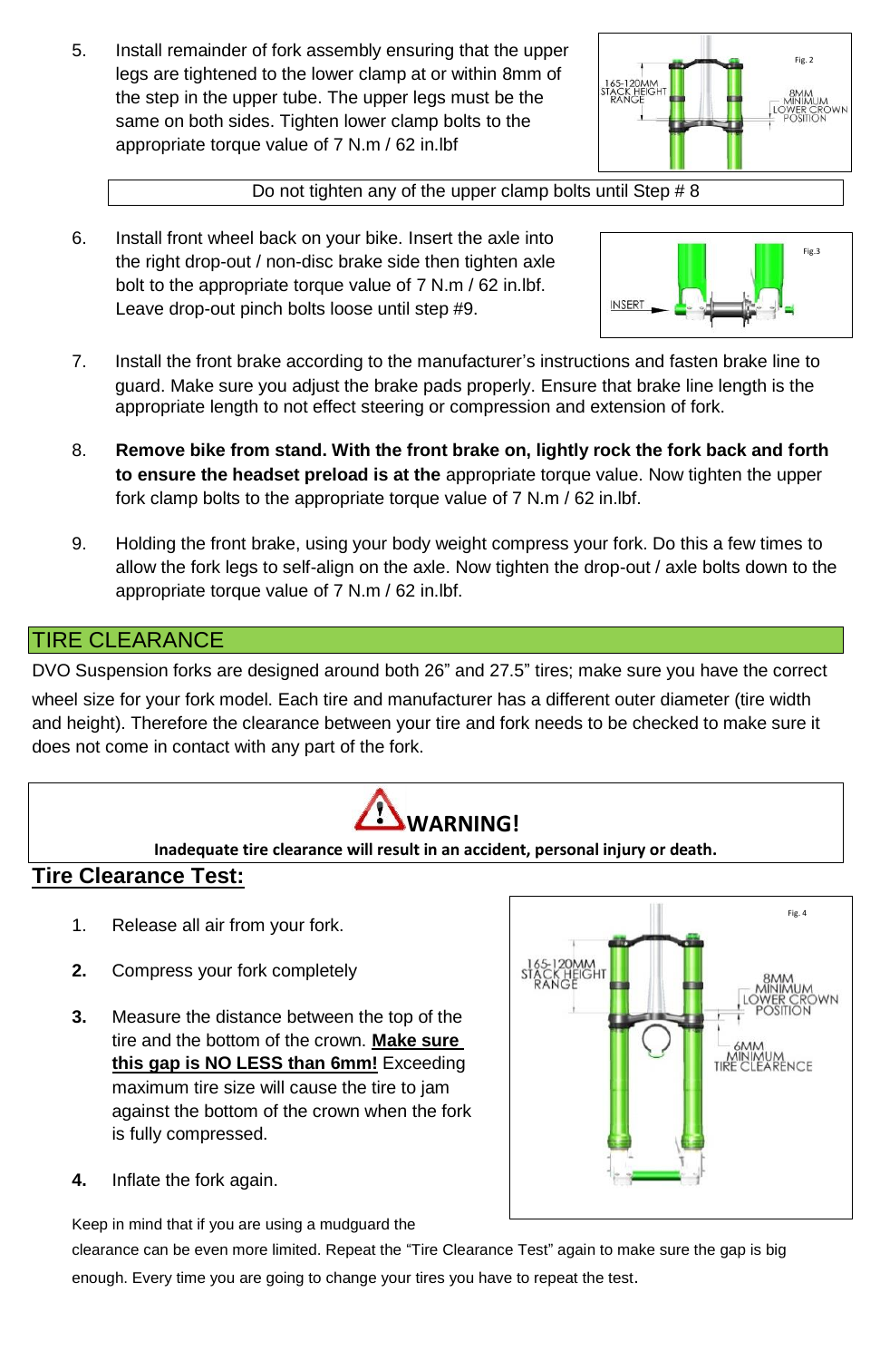5. Install remainder of fork assembly ensuring that the upper legs are tightened to the lower clamp at or within 8mm of the step in the upper tube. The upper legs must be the same on both sides. Tighten lower clamp bolts to the appropriate torque value of 7 N.m / 62 in.lbf

Fig. 2

165-120MM STACK HEIGHT RANGE

8MM MINIMUM LOWER CROWN POSITION

Do not tighten any of the upper clamp bolts until Step # 8

6. Install front wheel back on your bike. Insert the axle into the right drop-out / non-disc brake side then tighten axle bolt to the appropriate torque value of 7 N.m / 62 in.lbf. Leave drop-out pinch bolts loose until step #9.

Fig.3

INSERT

7. Install the front brake according to the manufacturer's instructions and fasten brake line to guard. Make sure you adjust the brake pads properly. Ensure that brake line length is the appropriate length to not effect steering or compression and extension of fork.

8. **Remove bike from stand. With the front brake on, lightly rock the fork back and forth to ensure the headset preload is at the** appropriate torque value. Now tighten the upper fork clamp bolts to the appropriate torque value of 7 N.m / 62 in.lbf.

9. Holding the front brake, using your body weight compress your fork. Do this a few times to allow the fork legs to self-align on the axle. Now tighten the drop-out / axle bolts down to the appropriate torque value of 7 N.m / 62 in.lbf.

## TIRE CLEARANCE

DVO Suspension forks are designed around both 26" and 27.5" tires; make sure you have the correct wheel size for your fork model. Each tire and manufacturer has a different outer diameter (tire width and height). Therefore the clearance between your tire and fork needs to be checked to make sure it does not come in contact with any part of the fork.

**WARNING!**

**Inadequate tire clearance will result in an accident, personal injury or death.**

## Tire Clearance Test:

1. Release all air from your fork.
2. Compress your fork completely
3. Measure the distance between the top of the tire and the bottom of the crown. **Make sure this gap is NO LESS than 6mm!** Exceeding maximum tire size will cause the tire to jam against the bottom of the crown when the fork is fully compressed.
4. Inflate the fork again.

Fig. 4

165-120MM STACK HEIGHT RANGE

8MM MINIMUM LOWER CROWN POSITION

6MM MINIMUM TIRE CLEARENCE

Keep in mind that if you are using a mudguard the clearance can be even more limited. Repeat the "Tire Clearance Test" again to make sure the gap is big enough. Every time you are going to change your tires you have to repeat the test.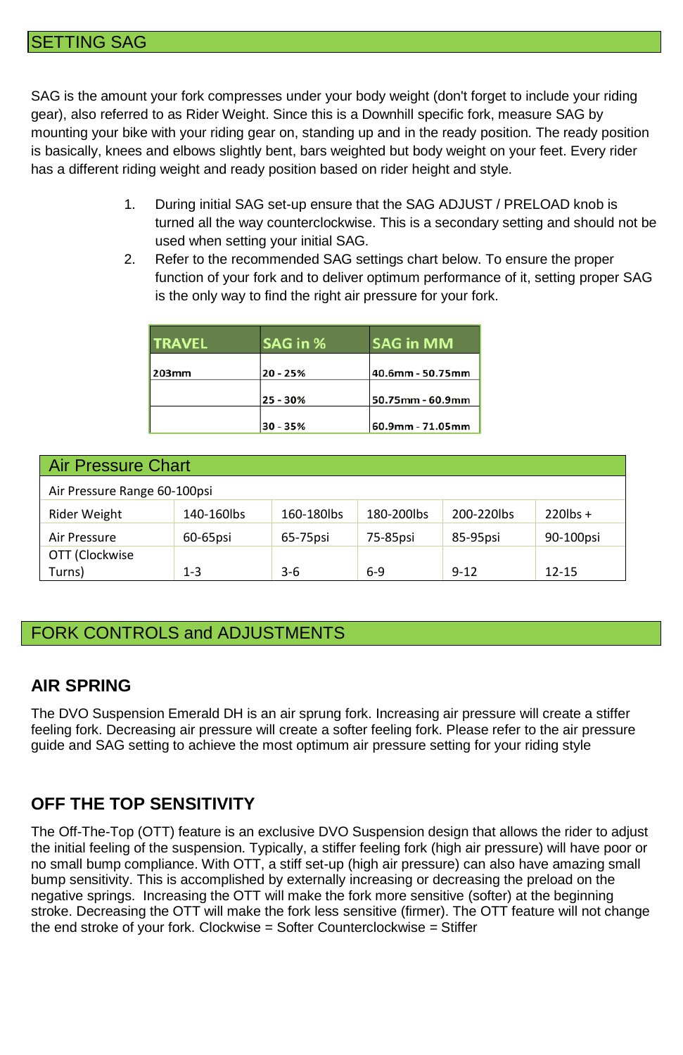## SETTING SAG

SAG is the amount your fork compresses under your body weight (don't forget to include your riding gear), also referred to as Rider Weight. Since this is a Downhill specific fork, measure SAG by mounting your bike with your riding gear on, standing up and in the ready position. The ready position is basically, knees and elbows slightly bent, bars weighted but body weight on your feet. Every rider has a different riding weight and ready position based on rider height and style.

1. During initial SAG set-up ensure that the SAG ADJUST / PRELOAD knob is turned all the way counterclockwise. This is a secondary setting and should not be used when setting your initial SAG.
2. Refer to the recommended SAG settings chart below. To ensure the proper function of your fork and to deliver optimum performance of it, setting proper SAG is the only way to find the right air pressure for your fork.

| TRAVEL | SAG in % | SAG in MM |
|---|---|---|
| 203mm | 20 - 25% | 40.6mm - 50.75mm |
| | 25 - 30% | 50.75mm - 60.9mm |
| | 30 - 35% | 60.9mm - 71.05mm |

| Air Pressure Chart | | | | | |
|---|---|---|---|---|---|
| Air Pressure Range 60-100psi | | | | | |
| Rider Weight | 140-160lbs | 160-180lbs | 180-200lbs | 200-220lbs | 220lbs + |
| Air Pressure | 60-65psi | 65-75psi | 75-85psi | 85-95psi | 90-100psi |
| OTT (Clockwise Turns) | 1-3 | 3-6 | 6-9 | 9-12 | 12-15 |

## FORK CONTROLS and ADJUSTMENTS

### AIR SPRING

The DVO Suspension Emerald DH is an air sprung fork. Increasing air pressure will create a stiffer feeling fork. Decreasing air pressure will create a softer feeling fork. Please refer to the air pressure guide and SAG setting to achieve the most optimum air pressure setting for your riding style

### OFF THE TOP SENSITIVITY

The Off-The-Top (OTT) feature is an exclusive DVO Suspension design that allows the rider to adjust the initial feeling of the suspension. Typically, a stiffer feeling fork (high air pressure) will have poor or no small bump compliance. With OTT, a stiff set-up (high air pressure) can also have amazing small bump sensitivity. This is accomplished by externally increasing or decreasing the preload on the negative springs. Increasing the OTT will make the fork more sensitive (softer) at the beginning stroke. Decreasing the OTT will make the fork less sensitive (firmer). The OTT feature will not change the end stroke of your fork. Clockwise = Softer Counterclockwise = Stiffer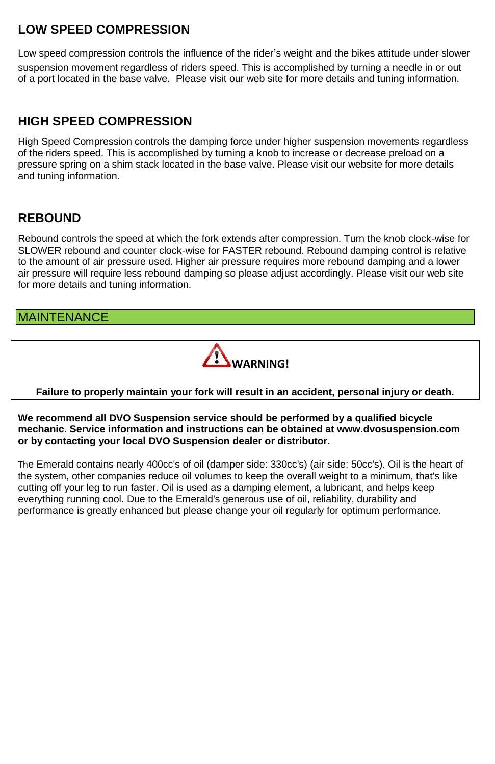## LOW SPEED COMPRESSION

Low speed compression controls the influence of the rider's weight and the bikes attitude under slower suspension movement regardless of riders speed. This is accomplished by turning a needle in or out of a port located in the base valve. Please visit our web site for more details and tuning information.

## HIGH SPEED COMPRESSION

High Speed Compression controls the damping force under higher suspension movements regardless of the riders speed. This is accomplished by turning a knob to increase or decrease preload on a pressure spring on a shim stack located in the base valve. Please visit our website for more details and tuning information.

## REBOUND

Rebound controls the speed at which the fork extends after compression. Turn the knob clock-wise for SLOWER rebound and counter clock-wise for FASTER rebound. Rebound damping control is relative to the amount of air pressure used. Higher air pressure requires more rebound damping and a lower air pressure will require less rebound damping so please adjust accordingly. Please visit our web site for more details and tuning information.

## MAINTENANCE

**WARNING!**

**Failure to properly maintain your fork will result in an accident, personal injury or death.**

**We recommend all DVO Suspension service should be performed by a qualified bicycle mechanic. Service information and instructions can be obtained at www.dvosuspension.com or by contacting your local DVO Suspension dealer or distributor.**

The Emerald contains nearly 400cc's of oil (damper side: 330cc's) (air side: 50cc's). Oil is the heart of the system, other companies reduce oil volumes to keep the overall weight to a minimum, that's like cutting off your leg to run faster. Oil is used as a damping element, a lubricant, and helps keep everything running cool. Due to the Emerald's generous use of oil, reliability, durability and performance is greatly enhanced but please change your oil regularly for optimum performance.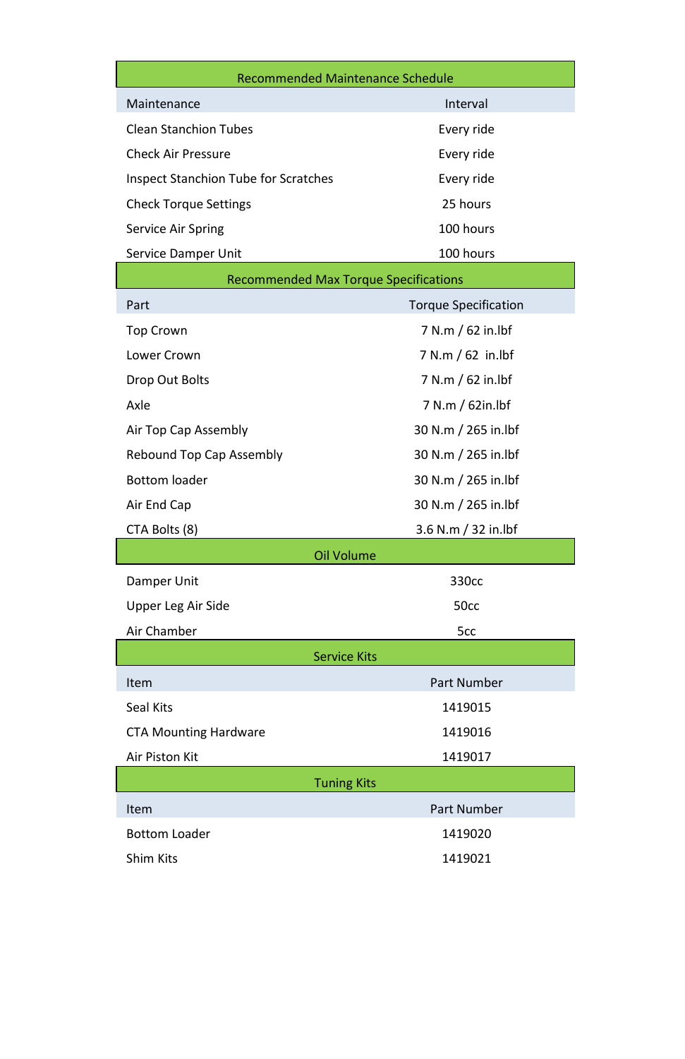## Recommended Maintenance Schedule

| Maintenance | Interval |
|---|---|
| Clean Stanchion Tubes | Every ride |
| Check Air Pressure | Every ride |
| Inspect Stanchion Tube for Scratches | Every ride |
| Check Torque Settings | 25 hours |
| Service Air Spring | 100 hours |
| Service Damper Unit | 100 hours |

## Recommended Max Torque Specifications

| Part | Torque Specification |
|---|---|
| Top Crown | 7 N.m / 62 in.lbf |
| Lower Crown | 7 N.m / 62 in.lbf |
| Drop Out Bolts | 7 N.m / 62 in.lbf |
| Axle | 7 N.m / 62in.lbf |
| Air Top Cap Assembly | 30 N.m / 265 in.lbf |
| Rebound Top Cap Assembly | 30 N.m / 265 in.lbf |
| Bottom loader | 30 N.m / 265 in.lbf |
| Air End Cap | 30 N.m / 265 in.lbf |
| CTA Bolts (8) | 3.6 N.m / 32 in.lbf |

## Oil Volume

| | |
|---|---|
| Damper Unit | 330cc |
| Upper Leg Air Side | 50cc |
| Air Chamber | 5cc |

## Service Kits

| Item | Part Number |
|---|---|
| Seal Kits | 1419015 |
| CTA Mounting Hardware | 1419016 |
| Air Piston Kit | 1419017 |

## Tuning Kits

| Item | Part Number |
|---|---|
| Bottom Loader | 1419020 |
| Shim Kits | 1419021 |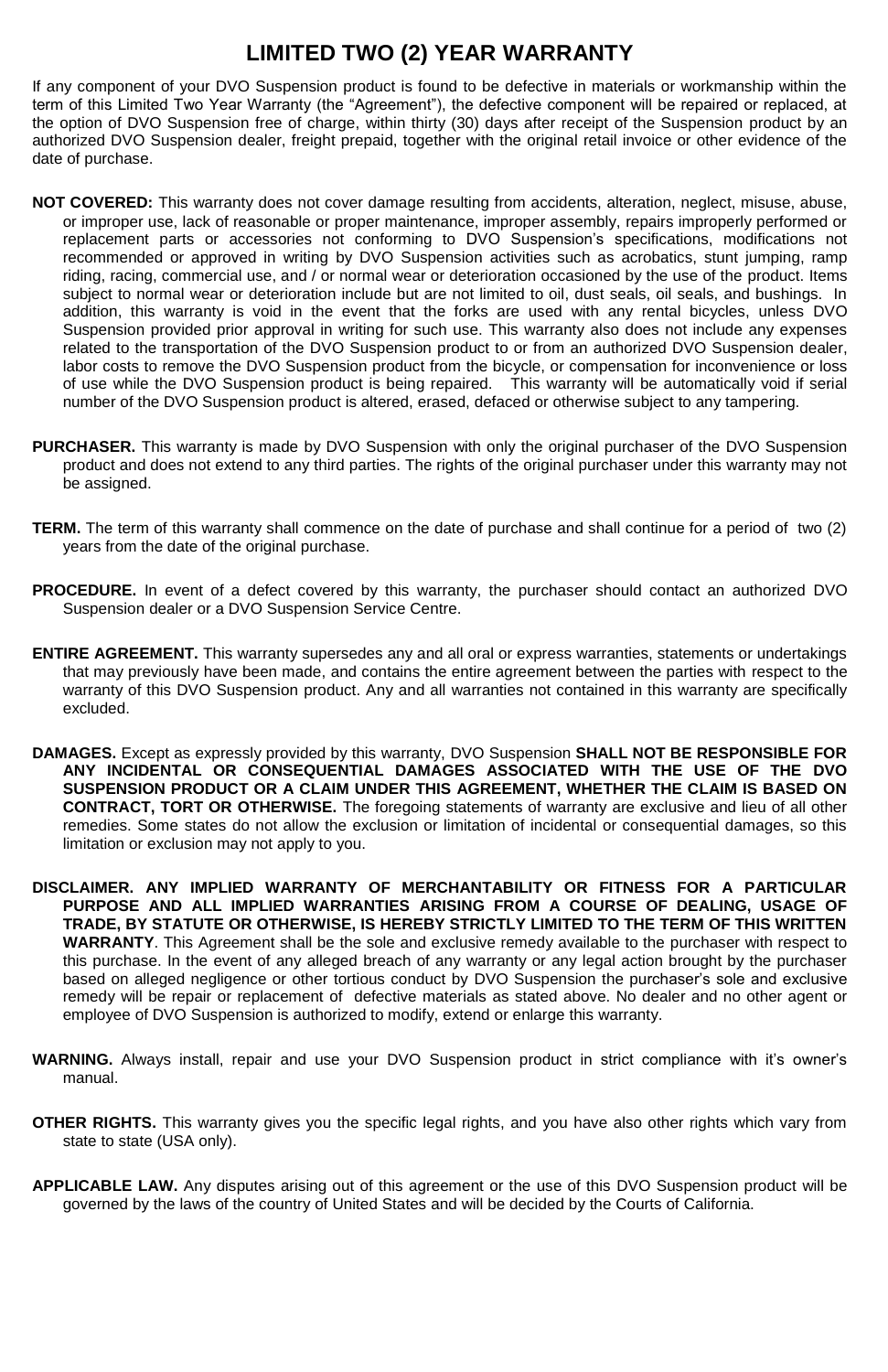# LIMITED TWO (2) YEAR WARRANTY

If any component of your DVO Suspension product is found to be defective in materials or workmanship within the term of this Limited Two Year Warranty (the “Agreement”), the defective component will be repaired or replaced, at the option of DVO Suspension free of charge, within thirty (30) days after receipt of the Suspension product by an authorized DVO Suspension dealer, freight prepaid, together with the original retail invoice or other evidence of the date of purchase.

**NOT COVERED:** This warranty does not cover damage resulting from accidents, alteration, neglect, misuse, abuse, or improper use, lack of reasonable or proper maintenance, improper assembly, repairs improperly performed or replacement parts or accessories not conforming to DVO Suspension’s specifications, modifications not recommended or approved in writing by DVO Suspension activities such as acrobatics, stunt jumping, ramp riding, racing, commercial use, and / or normal wear or deterioration occasioned by the use of the product. Items subject to normal wear or deterioration include but are not limited to oil, dust seals, oil seals, and bushings. In addition, this warranty is void in the event that the forks are used with any rental bicycles, unless DVO Suspension provided prior approval in writing for such use. This warranty also does not include any expenses related to the transportation of the DVO Suspension product to or from an authorized DVO Suspension dealer, labor costs to remove the DVO Suspension product from the bicycle, or compensation for inconvenience or loss of use while the DVO Suspension product is being repaired. This warranty will be automatically void if serial number of the DVO Suspension product is altered, erased, defaced or otherwise subject to any tampering.

**PURCHASER.** This warranty is made by DVO Suspension with only the original purchaser of the DVO Suspension product and does not extend to any third parties. The rights of the original purchaser under this warranty may not be assigned.

**TERM.** The term of this warranty shall commence on the date of purchase and shall continue for a period of two (2) years from the date of the original purchase.

**PROCEDURE.** In event of a defect covered by this warranty, the purchaser should contact an authorized DVO Suspension dealer or a DVO Suspension Service Centre.

**ENTIRE AGREEMENT.** This warranty supersedes any and all oral or express warranties, statements or undertakings that may previously have been made, and contains the entire agreement between the parties with respect to the warranty of this DVO Suspension product. Any and all warranties not contained in this warranty are specifically excluded.

**DAMAGES.** Except as expressly provided by this warranty, DVO Suspension **SHALL NOT BE RESPONSIBLE FOR ANY INCIDENTAL OR CONSEQUENTIAL DAMAGES ASSOCIATED WITH THE USE OF THE DVO SUSPENSION PRODUCT OR A CLAIM UNDER THIS AGREEMENT, WHETHER THE CLAIM IS BASED ON CONTRACT, TORT OR OTHERWISE.** The foregoing statements of warranty are exclusive and lieu of all other remedies. Some states do not allow the exclusion or limitation of incidental or consequential damages, so this limitation or exclusion may not apply to you.

**DISCLAIMER. ANY IMPLIED WARRANTY OF MERCHANTABILITY OR FITNESS FOR A PARTICULAR PURPOSE AND ALL IMPLIED WARRANTIES ARISING FROM A COURSE OF DEALING, USAGE OF TRADE, BY STATUTE OR OTHERWISE, IS HEREBY STRICTLY LIMITED TO THE TERM OF THIS WRITTEN WARRANTY**. This Agreement shall be the sole and exclusive remedy available to the purchaser with respect to this purchase. In the event of any alleged breach of any warranty or any legal action brought by the purchaser based on alleged negligence or other tortious conduct by DVO Suspension the purchaser’s sole and exclusive remedy will be repair or replacement of defective materials as stated above. No dealer and no other agent or employee of DVO Suspension is authorized to modify, extend or enlarge this warranty.

**WARNING.** Always install, repair and use your DVO Suspension product in strict compliance with it’s owner’s manual.

**OTHER RIGHTS.** This warranty gives you the specific legal rights, and you have also other rights which vary from state to state (USA only).

**APPLICABLE LAW.** Any disputes arising out of this agreement or the use of this DVO Suspension product will be governed by the laws of the country of United States and will be decided by the Courts of California.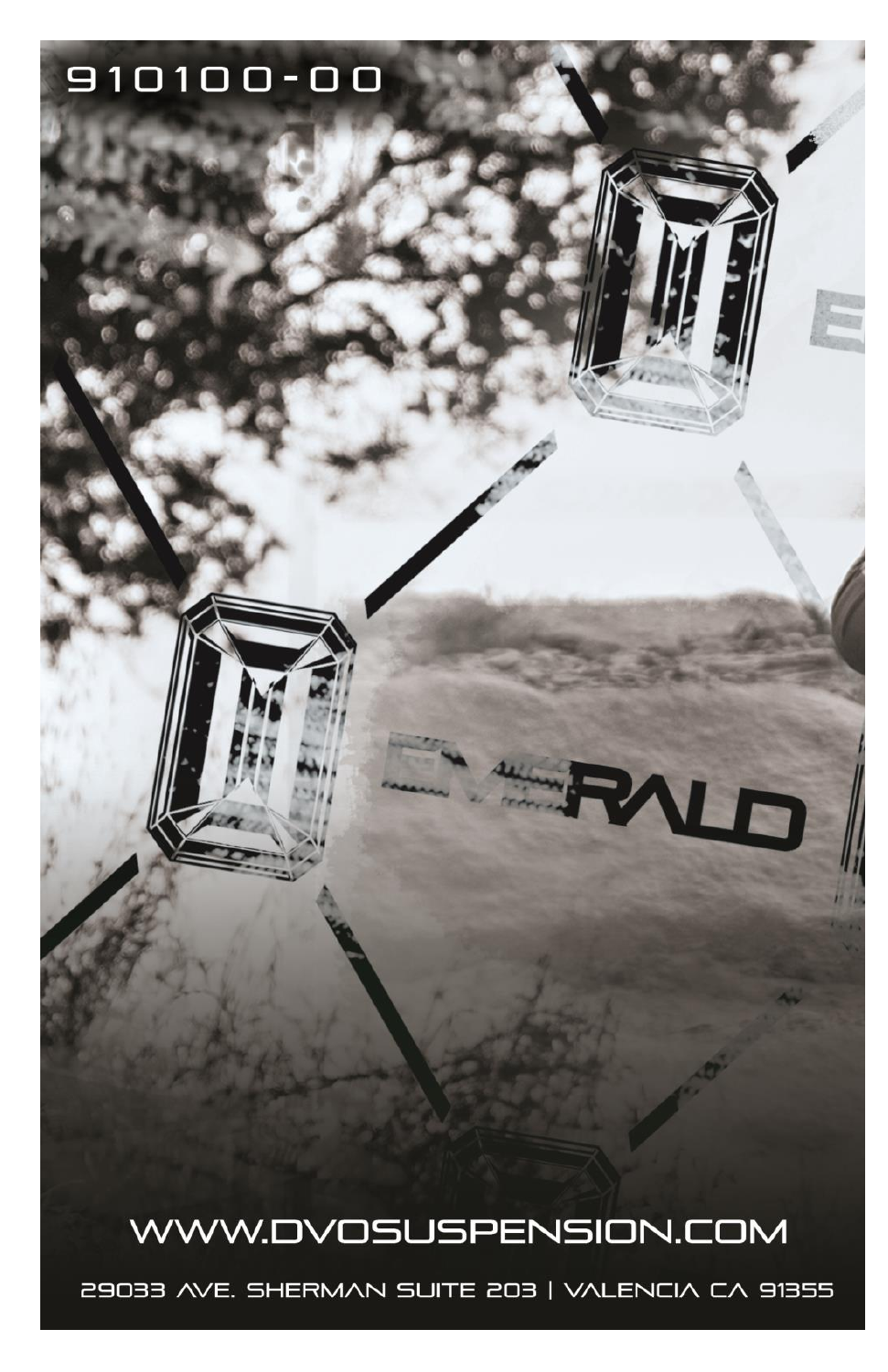910100-00

EMERALD

WWW.DVOSUSPENSION.COM

29033 AVE. SHERMAN SUITE 203 | VALENCIA CA 91355